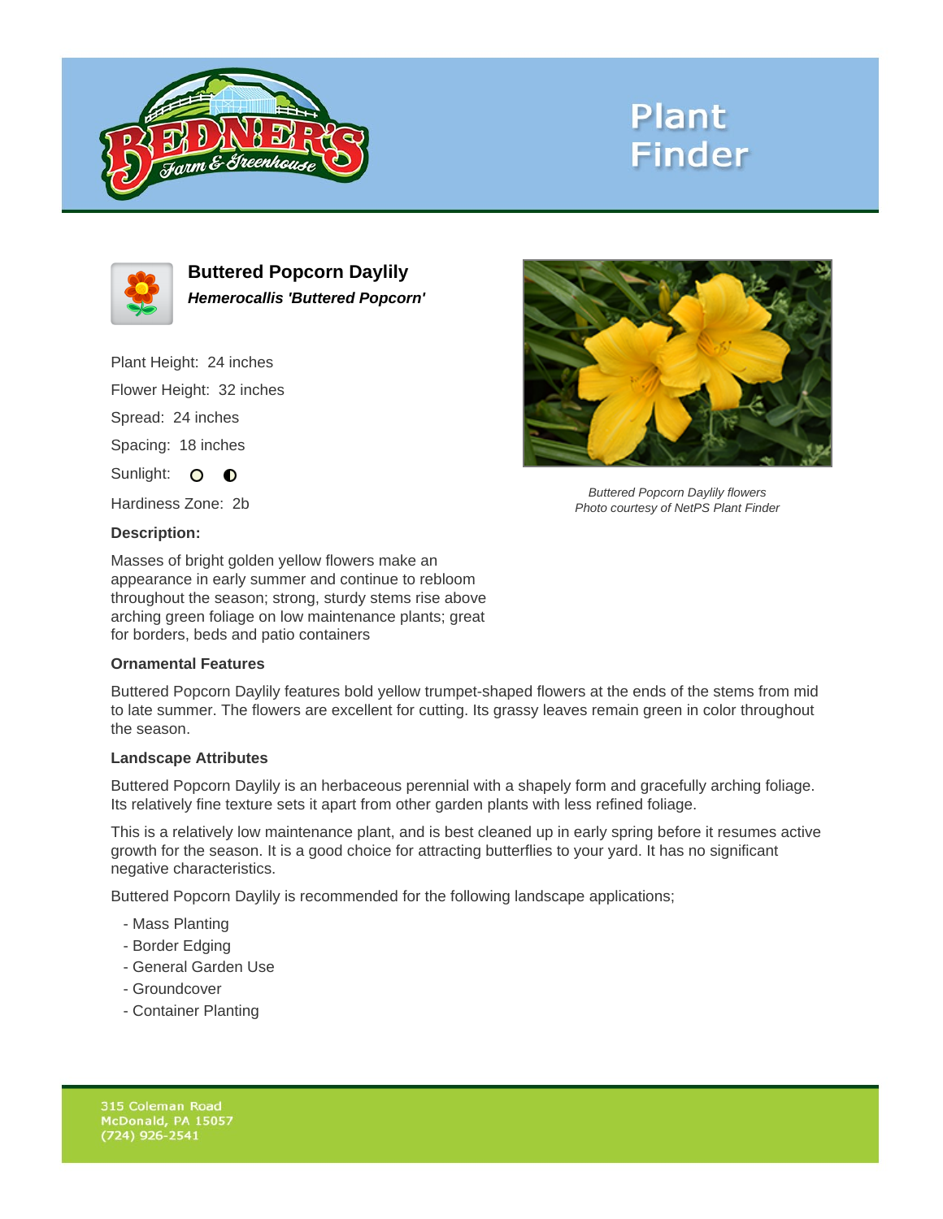# Buttered Popcorn Daylily

***Hemerocallis 'Buttered Popcorn'***

Plant Height: 24 inches

Flower Height: 32 inches

Spread: 24 inches

Spacing: 18 inches

Sunlight:

Hardiness Zone: 2b

*Buttered Popcorn Daylily flowers*
*Photo courtesy of NetPS Plant Finder*

**Description:**

Masses of bright golden yellow flowers make an appearance in early summer and continue to rebloom throughout the season; strong, sturdy stems rise above arching green foliage on low maintenance plants; great for borders, beds and patio containers

### Ornamental Features

Buttered Popcorn Daylily features bold yellow trumpet-shaped flowers at the ends of the stems from mid to late summer. The flowers are excellent for cutting. Its grassy leaves remain green in color throughout the season.

### Landscape Attributes

Buttered Popcorn Daylily is an herbaceous perennial with a shapely form and gracefully arching foliage. Its relatively fine texture sets it apart from other garden plants with less refined foliage.

This is a relatively low maintenance plant, and is best cleaned up in early spring before it resumes active growth for the season. It is a good choice for attracting butterflies to your yard. It has no significant negative characteristics.

Buttered Popcorn Daylily is recommended for the following landscape applications;

- Mass Planting
- Border Edging
- General Garden Use
- Groundcover
- Container Planting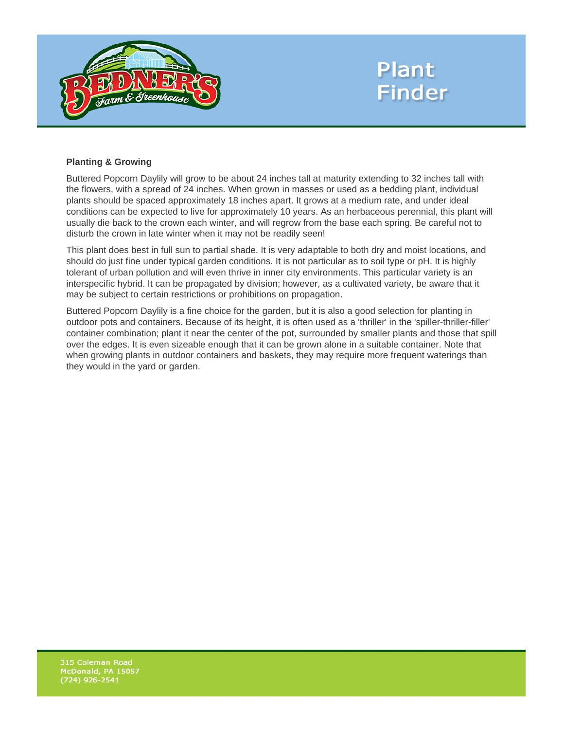### Planting & Growing

Buttered Popcorn Daylily will grow to be about 24 inches tall at maturity extending to 32 inches tall with the flowers, with a spread of 24 inches. When grown in masses or used as a bedding plant, individual plants should be spaced approximately 18 inches apart. It grows at a medium rate, and under ideal conditions can be expected to live for approximately 10 years. As an herbaceous perennial, this plant will usually die back to the crown each winter, and will regrow from the base each spring. Be careful not to disturb the crown in late winter when it may not be readily seen!

This plant does best in full sun to partial shade. It is very adaptable to both dry and moist locations, and should do just fine under typical garden conditions. It is not particular as to soil type or pH. It is highly tolerant of urban pollution and will even thrive in inner city environments. This particular variety is an interspecific hybrid. It can be propagated by division; however, as a cultivated variety, be aware that it may be subject to certain restrictions or prohibitions on propagation.

Buttered Popcorn Daylily is a fine choice for the garden, but it is also a good selection for planting in outdoor pots and containers. Because of its height, it is often used as a 'thriller' in the 'spiller-thriller-filler' container combination; plant it near the center of the pot, surrounded by smaller plants and those that spill over the edges. It is even sizeable enough that it can be grown alone in a suitable container. Note that when growing plants in outdoor containers and baskets, they may require more frequent waterings than they would in the yard or garden.